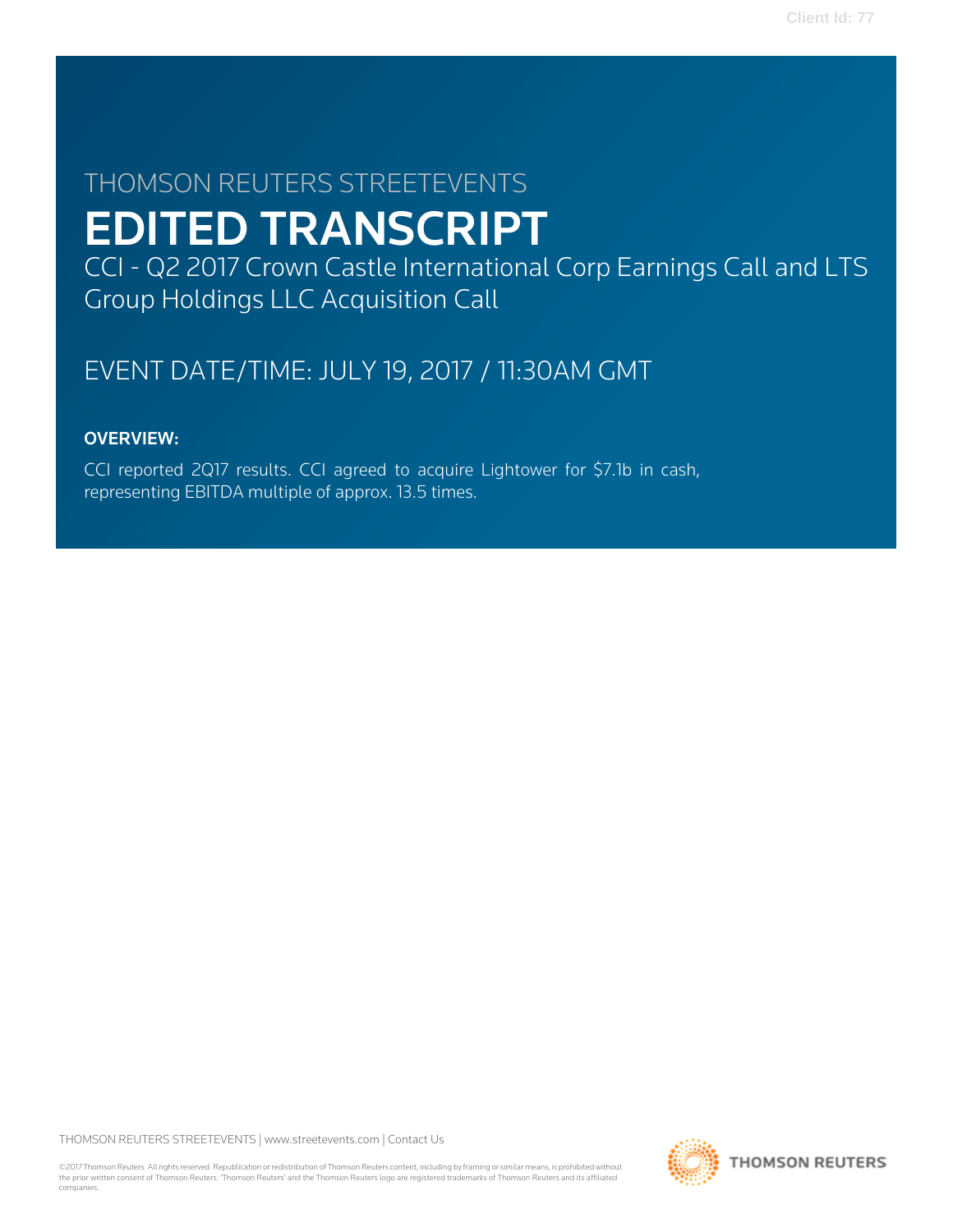THOMSON REUTERS STREETEVENTS

# EDITED TRANSCRIPT

CCI - Q2 2017 Crown Castle International Corp Earnings Call and LTS Group Holdings LLC Acquisition Call

EVENT DATE/TIME: JULY 19, 2017 / 11:30AM GMT

**OVERVIEW:**

CCI reported 2Q17 results. CCI agreed to acquire Lightower for $7.1b in cash, representing EBITDA multiple of approx. 13.5 times.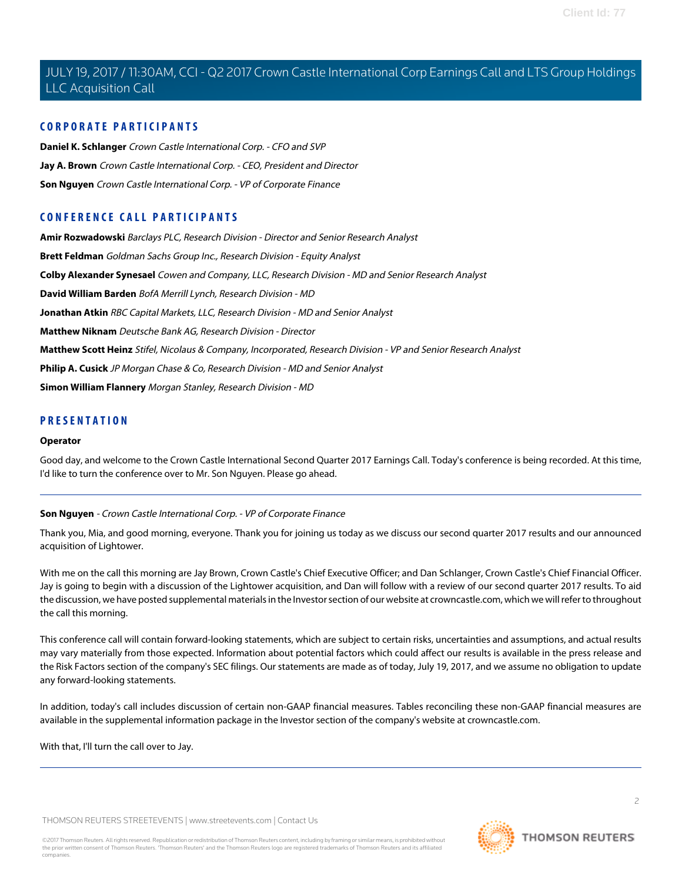## CORPORATE PARTICIPANTS

**Daniel K. Schlanger** *Crown Castle International Corp. - CFO and SVP*

**Jay A. Brown** *Crown Castle International Corp. - CEO, President and Director*

**Son Nguyen** *Crown Castle International Corp. - VP of Corporate Finance*

## CONFERENCE CALL PARTICIPANTS

**Amir Rozwadowski** *Barclays PLC, Research Division - Director and Senior Research Analyst*

**Brett Feldman** *Goldman Sachs Group Inc., Research Division - Equity Analyst*

**Colby Alexander Synesael** *Cowen and Company, LLC, Research Division - MD and Senior Research Analyst*

**David William Barden** *BofA Merrill Lynch, Research Division - MD*

**Jonathan Atkin** *RBC Capital Markets, LLC, Research Division - MD and Senior Analyst*

**Matthew Niknam** *Deutsche Bank AG, Research Division - Director*

**Matthew Scott Heinz** *Stifel, Nicolaus & Company, Incorporated, Research Division - VP and Senior Research Analyst*

**Philip A. Cusick** *JP Morgan Chase & Co, Research Division - MD and Senior Analyst*

**Simon William Flannery** *Morgan Stanley, Research Division - MD*

## PRESENTATION

**Operator**

Good day, and welcome to the Crown Castle International Second Quarter 2017 Earnings Call. Today's conference is being recorded. At this time, I'd like to turn the conference over to Mr. Son Nguyen. Please go ahead.

---

**Son Nguyen** - *Crown Castle International Corp. - VP of Corporate Finance*

Thank you, Mia, and good morning, everyone. Thank you for joining us today as we discuss our second quarter 2017 results and our announced acquisition of Lightower.

With me on the call this morning are Jay Brown, Crown Castle's Chief Executive Officer; and Dan Schlanger, Crown Castle's Chief Financial Officer. Jay is going to begin with a discussion of the Lightower acquisition, and Dan will follow with a review of our second quarter 2017 results. To aid the discussion, we have posted supplemental materials in the Investor section of our website at crowncastle.com, which we will refer to throughout the call this morning.

This conference call will contain forward-looking statements, which are subject to certain risks, uncertainties and assumptions, and actual results may vary materially from those expected. Information about potential factors which could affect our results is available in the press release and the Risk Factors section of the company's SEC filings. Our statements are made as of today, July 19, 2017, and we assume no obligation to update any forward-looking statements.

In addition, today's call includes discussion of certain non-GAAP financial measures. Tables reconciling these non-GAAP financial measures are available in the supplemental information package in the Investor section of the company's website at crowncastle.com.

With that, I'll turn the call over to Jay.

---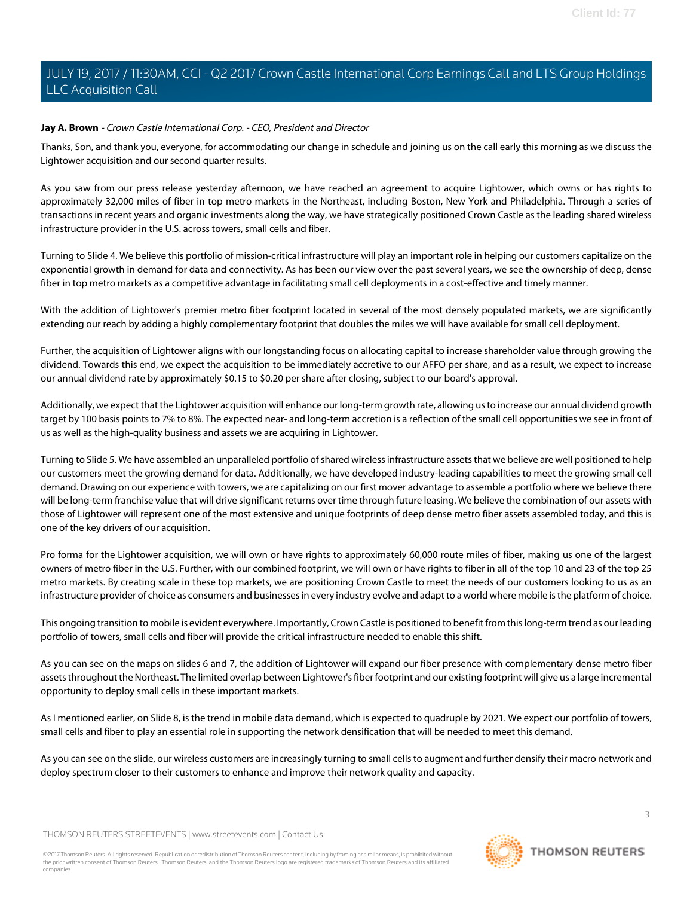**Jay A. Brown** - *Crown Castle International Corp. - CEO, President and Director*

Thanks, Son, and thank you, everyone, for accommodating our change in schedule and joining us on the call early this morning as we discuss the Lightower acquisition and our second quarter results.

As you saw from our press release yesterday afternoon, we have reached an agreement to acquire Lightower, which owns or has rights to approximately 32,000 miles of fiber in top metro markets in the Northeast, including Boston, New York and Philadelphia. Through a series of transactions in recent years and organic investments along the way, we have strategically positioned Crown Castle as the leading shared wireless infrastructure provider in the U.S. across towers, small cells and fiber.

Turning to Slide 4. We believe this portfolio of mission-critical infrastructure will play an important role in helping our customers capitalize on the exponential growth in demand for data and connectivity. As has been our view over the past several years, we see the ownership of deep, dense fiber in top metro markets as a competitive advantage in facilitating small cell deployments in a cost-effective and timely manner.

With the addition of Lightower's premier metro fiber footprint located in several of the most densely populated markets, we are significantly extending our reach by adding a highly complementary footprint that doubles the miles we will have available for small cell deployment.

Further, the acquisition of Lightower aligns with our longstanding focus on allocating capital to increase shareholder value through growing the dividend. Towards this end, we expect the acquisition to be immediately accretive to our AFFO per share, and as a result, we expect to increase our annual dividend rate by approximately $0.15 to $0.20 per share after closing, subject to our board's approval.

Additionally, we expect that the Lightower acquisition will enhance our long-term growth rate, allowing us to increase our annual dividend growth target by 100 basis points to 7% to 8%. The expected near- and long-term accretion is a reflection of the small cell opportunities we see in front of us as well as the high-quality business and assets we are acquiring in Lightower.

Turning to Slide 5. We have assembled an unparalleled portfolio of shared wireless infrastructure assets that we believe are well positioned to help our customers meet the growing demand for data. Additionally, we have developed industry-leading capabilities to meet the growing small cell demand. Drawing on our experience with towers, we are capitalizing on our first mover advantage to assemble a portfolio where we believe there will be long-term franchise value that will drive significant returns over time through future leasing. We believe the combination of our assets with those of Lightower will represent one of the most extensive and unique footprints of deep dense metro fiber assets assembled today, and this is one of the key drivers of our acquisition.

Pro forma for the Lightower acquisition, we will own or have rights to approximately 60,000 route miles of fiber, making us one of the largest owners of metro fiber in the U.S. Further, with our combined footprint, we will own or have rights to fiber in all of the top 10 and 23 of the top 25 metro markets. By creating scale in these top markets, we are positioning Crown Castle to meet the needs of our customers looking to us as an infrastructure provider of choice as consumers and businesses in every industry evolve and adapt to a world where mobile is the platform of choice.

This ongoing transition to mobile is evident everywhere. Importantly, Crown Castle is positioned to benefit from this long-term trend as our leading portfolio of towers, small cells and fiber will provide the critical infrastructure needed to enable this shift.

As you can see on the maps on slides 6 and 7, the addition of Lightower will expand our fiber presence with complementary dense metro fiber assets throughout the Northeast. The limited overlap between Lightower's fiber footprint and our existing footprint will give us a large incremental opportunity to deploy small cells in these important markets.

As I mentioned earlier, on Slide 8, is the trend in mobile data demand, which is expected to quadruple by 2021. We expect our portfolio of towers, small cells and fiber to play an essential role in supporting the network densification that will be needed to meet this demand.

As you can see on the slide, our wireless customers are increasingly turning to small cells to augment and further densify their macro network and deploy spectrum closer to their customers to enhance and improve their network quality and capacity.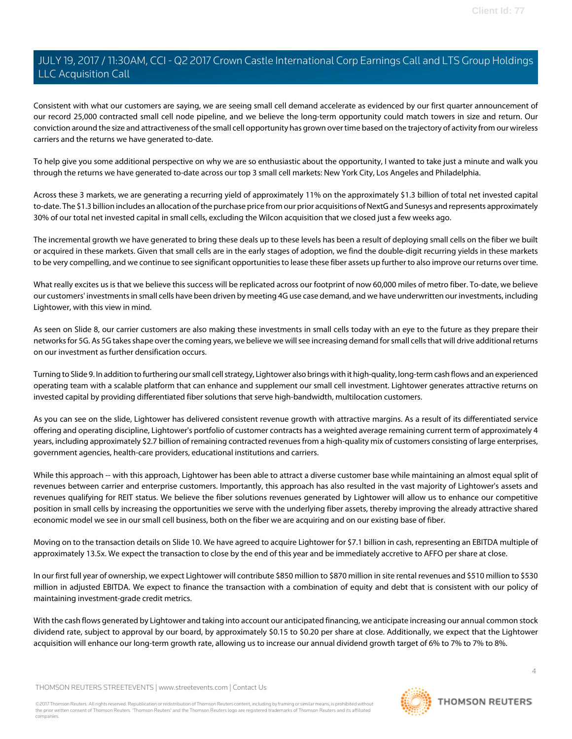Consistent with what our customers are saying, we are seeing small cell demand accelerate as evidenced by our first quarter announcement of our record 25,000 contracted small cell node pipeline, and we believe the long-term opportunity could match towers in size and return. Our conviction around the size and attractiveness of the small cell opportunity has grown over time based on the trajectory of activity from our wireless carriers and the returns we have generated to-date.

To help give you some additional perspective on why we are so enthusiastic about the opportunity, I wanted to take just a minute and walk you through the returns we have generated to-date across our top 3 small cell markets: New York City, Los Angeles and Philadelphia.

Across these 3 markets, we are generating a recurring yield of approximately 11% on the approximately $1.3 billion of total net invested capital to-date. The $1.3 billion includes an allocation of the purchase price from our prior acquisitions of NextG and Sunesys and represents approximately 30% of our total net invested capital in small cells, excluding the Wilcon acquisition that we closed just a few weeks ago.

The incremental growth we have generated to bring these deals up to these levels has been a result of deploying small cells on the fiber we built or acquired in these markets. Given that small cells are in the early stages of adoption, we find the double-digit recurring yields in these markets to be very compelling, and we continue to see significant opportunities to lease these fiber assets up further to also improve our returns over time.

What really excites us is that we believe this success will be replicated across our footprint of now 60,000 miles of metro fiber. To-date, we believe our customers' investments in small cells have been driven by meeting 4G use case demand, and we have underwritten our investments, including Lightower, with this view in mind.

As seen on Slide 8, our carrier customers are also making these investments in small cells today with an eye to the future as they prepare their networks for 5G. As 5G takes shape over the coming years, we believe we will see increasing demand for small cells that will drive additional returns on our investment as further densification occurs.

Turning to Slide 9. In addition to furthering our small cell strategy, Lightower also brings with it high-quality, long-term cash flows and an experienced operating team with a scalable platform that can enhance and supplement our small cell investment. Lightower generates attractive returns on invested capital by providing differentiated fiber solutions that serve high-bandwidth, multilocation customers.

As you can see on the slide, Lightower has delivered consistent revenue growth with attractive margins. As a result of its differentiated service offering and operating discipline, Lightower's portfolio of customer contracts has a weighted average remaining current term of approximately 4 years, including approximately $2.7 billion of remaining contracted revenues from a high-quality mix of customers consisting of large enterprises, government agencies, health-care providers, educational institutions and carriers.

While this approach -- with this approach, Lightower has been able to attract a diverse customer base while maintaining an almost equal split of revenues between carrier and enterprise customers. Importantly, this approach has also resulted in the vast majority of Lightower's assets and revenues qualifying for REIT status. We believe the fiber solutions revenues generated by Lightower will allow us to enhance our competitive position in small cells by increasing the opportunities we serve with the underlying fiber assets, thereby improving the already attractive shared economic model we see in our small cell business, both on the fiber we are acquiring and on our existing base of fiber.

Moving on to the transaction details on Slide 10. We have agreed to acquire Lightower for $7.1 billion in cash, representing an EBITDA multiple of approximately 13.5x. We expect the transaction to close by the end of this year and be immediately accretive to AFFO per share at close.

In our first full year of ownership, we expect Lightower will contribute $850 million to $870 million in site rental revenues and $510 million to $530 million in adjusted EBITDA. We expect to finance the transaction with a combination of equity and debt that is consistent with our policy of maintaining investment-grade credit metrics.

With the cash flows generated by Lightower and taking into account our anticipated financing, we anticipate increasing our annual common stock dividend rate, subject to approval by our board, by approximately $0.15 to $0.20 per share at close. Additionally, we expect that the Lightower acquisition will enhance our long-term growth rate, allowing us to increase our annual dividend growth target of 6% to 7% to 7% to 8%.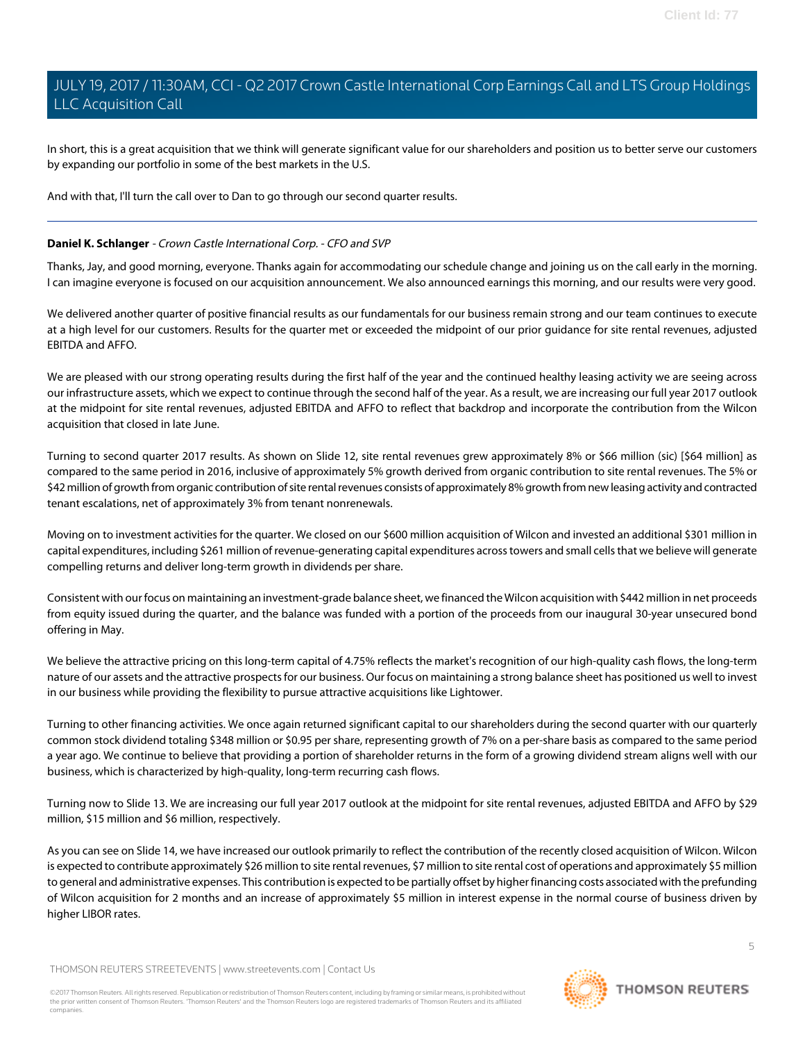In short, this is a great acquisition that we think will generate significant value for our shareholders and position us to better serve our customers by expanding our portfolio in some of the best markets in the U.S.

And with that, I'll turn the call over to Dan to go through our second quarter results.

---

**Daniel K. Schlanger** - *Crown Castle International Corp. - CFO and SVP*

Thanks, Jay, and good morning, everyone. Thanks again for accommodating our schedule change and joining us on the call early in the morning. I can imagine everyone is focused on our acquisition announcement. We also announced earnings this morning, and our results were very good.

We delivered another quarter of positive financial results as our fundamentals for our business remain strong and our team continues to execute at a high level for our customers. Results for the quarter met or exceeded the midpoint of our prior guidance for site rental revenues, adjusted EBITDA and AFFO.

We are pleased with our strong operating results during the first half of the year and the continued healthy leasing activity we are seeing across our infrastructure assets, which we expect to continue through the second half of the year. As a result, we are increasing our full year 2017 outlook at the midpoint for site rental revenues, adjusted EBITDA and AFFO to reflect that backdrop and incorporate the contribution from the Wilcon acquisition that closed in late June.

Turning to second quarter 2017 results. As shown on Slide 12, site rental revenues grew approximately 8% or $66 million (sic) [$64 million] as compared to the same period in 2016, inclusive of approximately 5% growth derived from organic contribution to site rental revenues. The 5% or $42 million of growth from organic contribution of site rental revenues consists of approximately 8% growth from new leasing activity and contracted tenant escalations, net of approximately 3% from tenant nonrenewals.

Moving on to investment activities for the quarter. We closed on our $600 million acquisition of Wilcon and invested an additional $301 million in capital expenditures, including $261 million of revenue-generating capital expenditures across towers and small cells that we believe will generate compelling returns and deliver long-term growth in dividends per share.

Consistent with our focus on maintaining an investment-grade balance sheet, we financed the Wilcon acquisition with $442 million in net proceeds from equity issued during the quarter, and the balance was funded with a portion of the proceeds from our inaugural 30-year unsecured bond offering in May.

We believe the attractive pricing on this long-term capital of 4.75% reflects the market's recognition of our high-quality cash flows, the long-term nature of our assets and the attractive prospects for our business. Our focus on maintaining a strong balance sheet has positioned us well to invest in our business while providing the flexibility to pursue attractive acquisitions like Lightower.

Turning to other financing activities. We once again returned significant capital to our shareholders during the second quarter with our quarterly common stock dividend totaling $348 million or $0.95 per share, representing growth of 7% on a per-share basis as compared to the same period a year ago. We continue to believe that providing a portion of shareholder returns in the form of a growing dividend stream aligns well with our business, which is characterized by high-quality, long-term recurring cash flows.

Turning now to Slide 13. We are increasing our full year 2017 outlook at the midpoint for site rental revenues, adjusted EBITDA and AFFO by $29 million, $15 million and $6 million, respectively.

As you can see on Slide 14, we have increased our outlook primarily to reflect the contribution of the recently closed acquisition of Wilcon. Wilcon is expected to contribute approximately $26 million to site rental revenues, $7 million to site rental cost of operations and approximately $5 million to general and administrative expenses. This contribution is expected to be partially offset by higher financing costs associated with the prefunding of Wilcon acquisition for 2 months and an increase of approximately $5 million in interest expense in the normal course of business driven by higher LIBOR rates.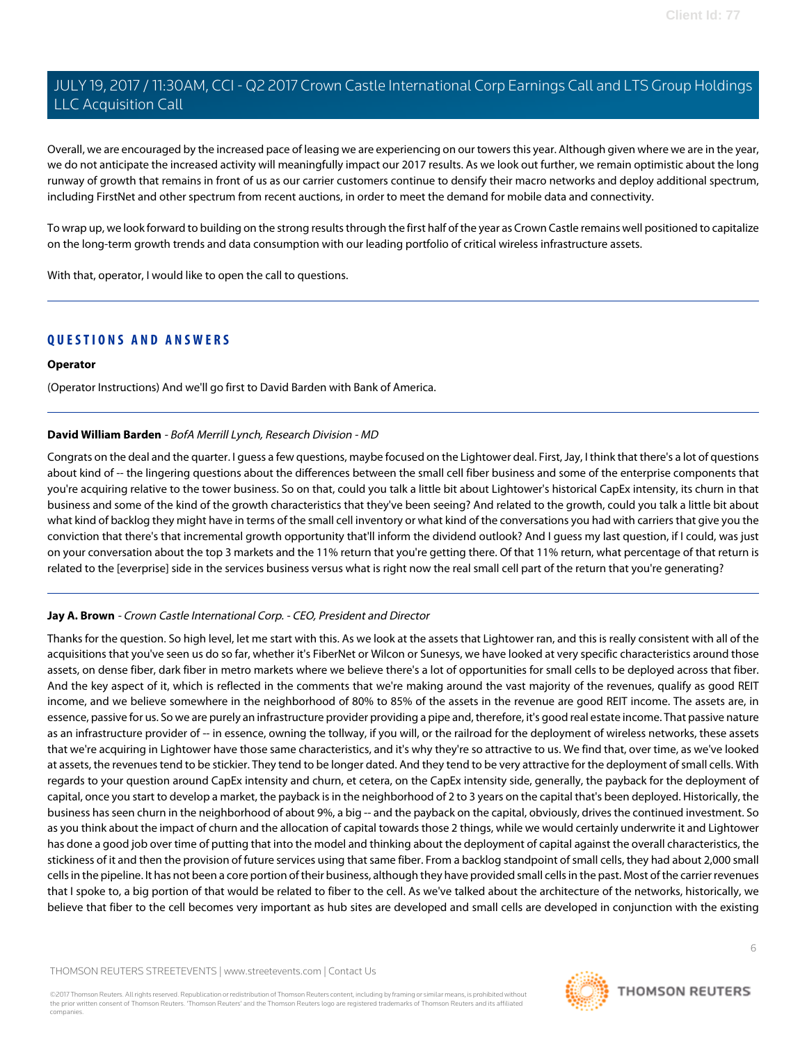Overall, we are encouraged by the increased pace of leasing we are experiencing on our towers this year. Although given where we are in the year, we do not anticipate the increased activity will meaningfully impact our 2017 results. As we look out further, we remain optimistic about the long runway of growth that remains in front of us as our carrier customers continue to densify their macro networks and deploy additional spectrum, including FirstNet and other spectrum from recent auctions, in order to meet the demand for mobile data and connectivity.

To wrap up, we look forward to building on the strong results through the first half of the year as Crown Castle remains well positioned to capitalize on the long-term growth trends and data consumption with our leading portfolio of critical wireless infrastructure assets.

With that, operator, I would like to open the call to questions.

## QUESTIONS AND ANSWERS

**Operator**

(Operator Instructions) And we'll go first to David Barden with Bank of America.

**David William Barden** *- BofA Merrill Lynch, Research Division - MD*

Congrats on the deal and the quarter. I guess a few questions, maybe focused on the Lightower deal. First, Jay, I think that there's a lot of questions about kind of -- the lingering questions about the differences between the small cell fiber business and some of the enterprise components that you're acquiring relative to the tower business. So on that, could you talk a little bit about Lightower's historical CapEx intensity, its churn in that business and some of the kind of the growth characteristics that they've been seeing? And related to the growth, could you talk a little bit about what kind of backlog they might have in terms of the small cell inventory or what kind of the conversations you had with carriers that give you the conviction that there's that incremental growth opportunity that'll inform the dividend outlook? And I guess my last question, if I could, was just on your conversation about the top 3 markets and the 11% return that you're getting there. Of that 11% return, what percentage of that return is related to the [enterprise] side in the services business versus what is right now the real small cell part of the return that you're generating?

**Jay A. Brown** *- Crown Castle International Corp. - CEO, President and Director*

Thanks for the question. So high level, let me start with this. As we look at the assets that Lightower ran, and this is really consistent with all of the acquisitions that you've seen us do so far, whether it's FiberNet or Wilcon or Sunesys, we have looked at very specific characteristics around those assets, on dense fiber, dark fiber in metro markets where we believe there's a lot of opportunities for small cells to be deployed across that fiber. And the key aspect of it, which is reflected in the comments that we're making around the vast majority of the revenues, qualify as good REIT income, and we believe somewhere in the neighborhood of 80% to 85% of the assets in the revenue are good REIT income. The assets are, in essence, passive for us. So we are purely an infrastructure provider providing a pipe and, therefore, it's good real estate income. That passive nature as an infrastructure provider of -- in essence, owning the tollway, if you will, or the railroad for the deployment of wireless networks, these assets that we're acquiring in Lightower have those same characteristics, and it's why they're so attractive to us. We find that, over time, as we've looked at assets, the revenues tend to be stickier. They tend to be longer dated. And they tend to be very attractive for the deployment of small cells. With regards to your question around CapEx intensity and churn, et cetera, on the CapEx intensity side, generally, the payback for the deployment of capital, once you start to develop a market, the payback is in the neighborhood of 2 to 3 years on the capital that's been deployed. Historically, the business has seen churn in the neighborhood of about 9%, a big -- and the payback on the capital, obviously, drives the continued investment. So as you think about the impact of churn and the allocation of capital towards those 2 things, while we would certainly underwrite it and Lightower has done a good job over time of putting that into the model and thinking about the deployment of capital against the overall characteristics, the stickiness of it and then the provision of future services using that same fiber. From a backlog standpoint of small cells, they had about 2,000 small cells in the pipeline. It has not been a core portion of their business, although they have provided small cells in the past. Most of the carrier revenues that I spoke to, a big portion of that would be related to fiber to the cell. As we've talked about the architecture of the networks, historically, we believe that fiber to the cell becomes very important as hub sites are developed and small cells are developed in conjunction with the existing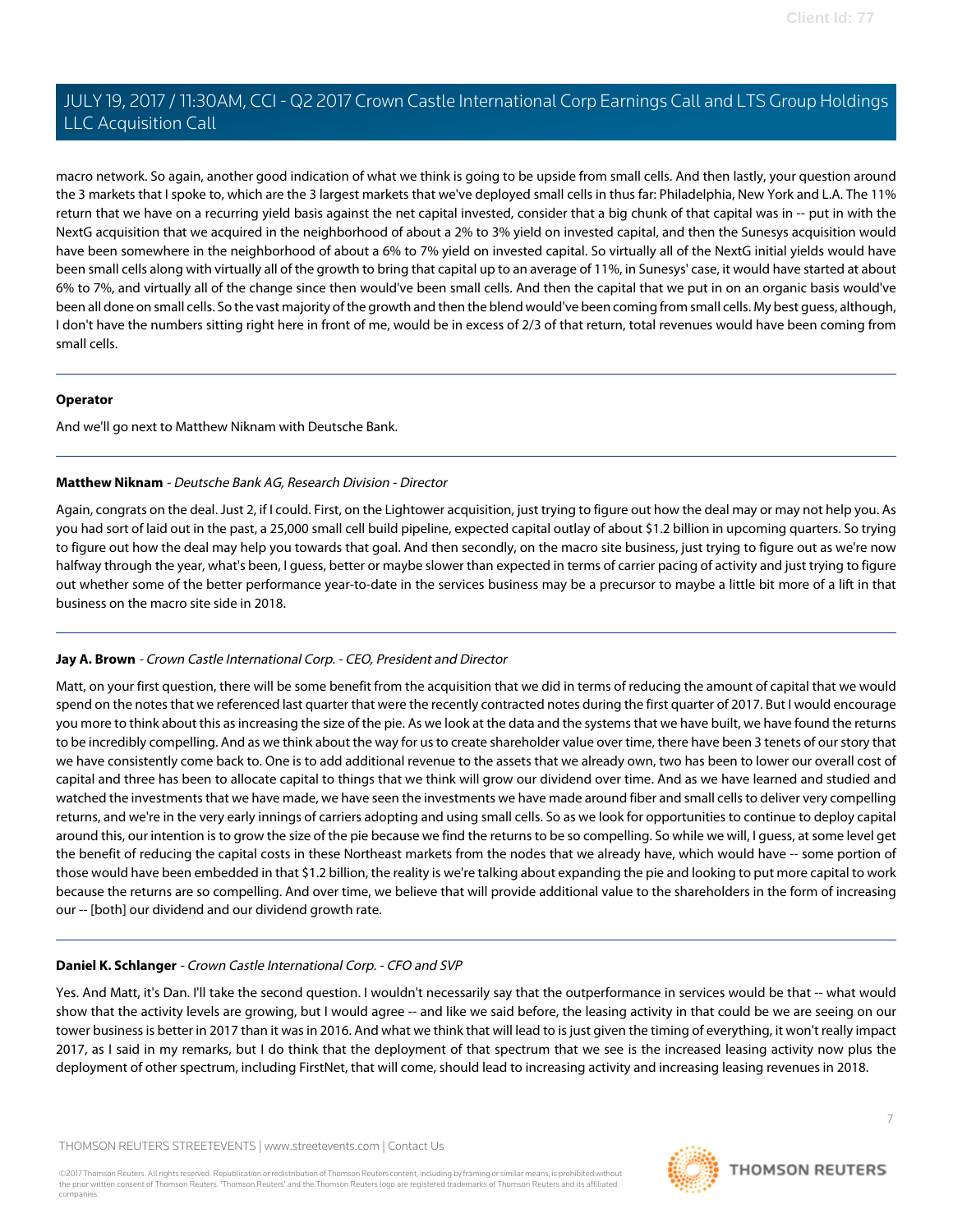macro network. So again, another good indication of what we think is going to be upside from small cells. And then lastly, your question around the 3 markets that I spoke to, which are the 3 largest markets that we've deployed small cells in thus far: Philadelphia, New York and L.A. The 11% return that we have on a recurring yield basis against the net capital invested, consider that a big chunk of that capital was in -- put in with the NextG acquisition that we acquired in the neighborhood of about a 2% to 3% yield on invested capital, and then the Sunesys acquisition would have been somewhere in the neighborhood of about a 6% to 7% yield on invested capital. So virtually all of the NextG initial yields would have been small cells along with virtually all of the growth to bring that capital up to an average of 11%, in Sunesys' case, it would have started at about 6% to 7%, and virtually all of the change since then would've been small cells. And then the capital that we put in on an organic basis would've been all done on small cells. So the vast majority of the growth and then the blend would've been coming from small cells. My best guess, although, I don't have the numbers sitting right here in front of me, would be in excess of 2/3 of that return, total revenues would have been coming from small cells.

---

**Operator**

And we'll go next to Matthew Niknam with Deutsche Bank.

---

**Matthew Niknam** - *Deutsche Bank AG, Research Division - Director*

Again, congrats on the deal. Just 2, if I could. First, on the Lightower acquisition, just trying to figure out how the deal may or may not help you. As you had sort of laid out in the past, a 25,000 small cell build pipeline, expected capital outlay of about $1.2 billion in upcoming quarters. So trying to figure out how the deal may help you towards that goal. And then secondly, on the macro site business, just trying to figure out as we're now halfway through the year, what's been, I guess, better or maybe slower than expected in terms of carrier pacing of activity and just trying to figure out whether some of the better performance year-to-date in the services business may be a precursor to maybe a little bit more of a lift in that business on the macro site side in 2018.

---

**Jay A. Brown** - *Crown Castle International Corp. - CEO, President and Director*

Matt, on your first question, there will be some benefit from the acquisition that we did in terms of reducing the amount of capital that we would spend on the notes that we referenced last quarter that were the recently contracted notes during the first quarter of 2017. But I would encourage you more to think about this as increasing the size of the pie. As we look at the data and the systems that we have built, we have found the returns to be incredibly compelling. And as we think about the way for us to create shareholder value over time, there have been 3 tenets of our story that we have consistently come back to. One is to add additional revenue to the assets that we already own, two has been to lower our overall cost of capital and three has been to allocate capital to things that we think will grow our dividend over time. And as we have learned and studied and watched the investments that we have made, we have seen the investments we have made around fiber and small cells to deliver very compelling returns, and we're in the very early innings of carriers adopting and using small cells. So as we look for opportunities to continue to deploy capital around this, our intention is to grow the size of the pie because we find the returns to be so compelling. So while we will, I guess, at some level get the benefit of reducing the capital costs in these Northeast markets from the nodes that we already have, which would have -- some portion of those would have been embedded in that $1.2 billion, the reality is we're talking about expanding the pie and looking to put more capital to work because the returns are so compelling. And over time, we believe that will provide additional value to the shareholders in the form of increasing our -- [both] our dividend and our dividend growth rate.

---

**Daniel K. Schlanger** - *Crown Castle International Corp. - CFO and SVP*

Yes. And Matt, it's Dan. I'll take the second question. I wouldn't necessarily say that the outperformance in services would be that -- what would show that the activity levels are growing, but I would agree -- and like we said before, the leasing activity in that could be we are seeing on our tower business is better in 2017 than it was in 2016. And what we think that will lead to is just given the timing of everything, it won't really impact 2017, as I said in my remarks, but I do think that the deployment of that spectrum that we see is the increased leasing activity now plus the deployment of other spectrum, including FirstNet, that will come, should lead to increasing activity and increasing leasing revenues in 2018.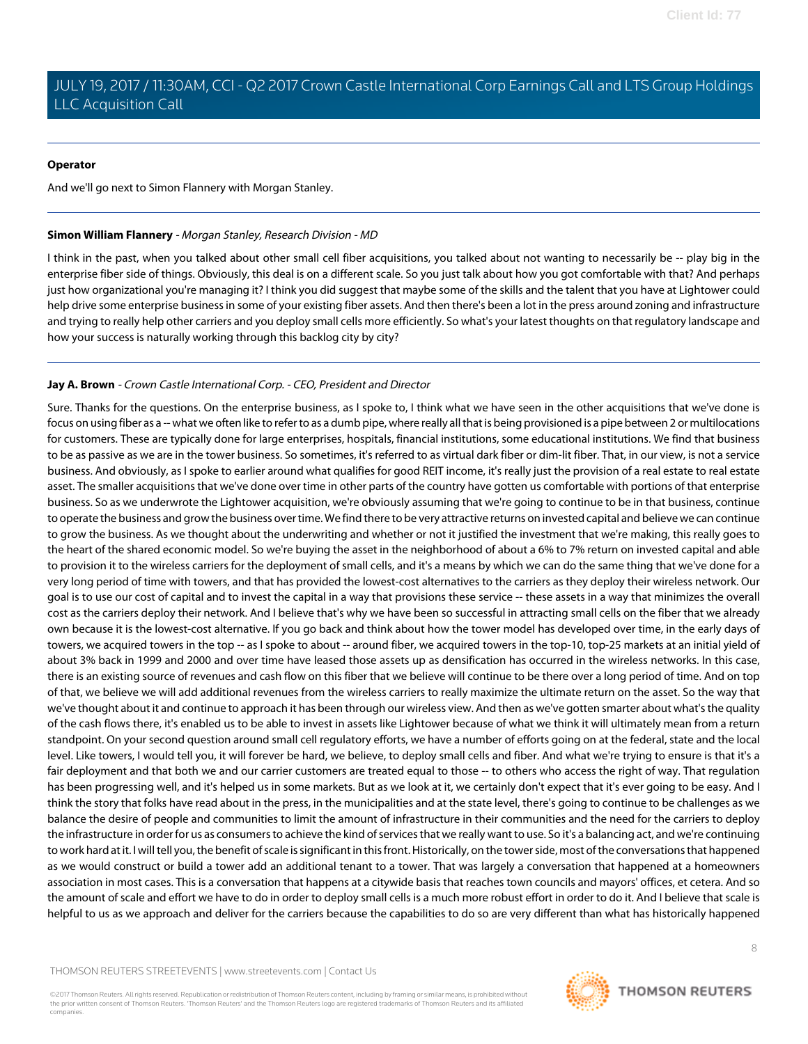**Operator**

And we'll go next to Simon Flannery with Morgan Stanley.

---

**Simon William Flannery** - *Morgan Stanley, Research Division - MD*

I think in the past, when you talked about other small cell fiber acquisitions, you talked about not wanting to necessarily be -- play big in the enterprise fiber side of things. Obviously, this deal is on a different scale. So you just talk about how you got comfortable with that? And perhaps just how organizational you're managing it? I think you did suggest that maybe some of the skills and the talent that you have at Lightower could help drive some enterprise business in some of your existing fiber assets. And then there's been a lot in the press around zoning and infrastructure and trying to really help other carriers and you deploy small cells more efficiently. So what's your latest thoughts on that regulatory landscape and how your success is naturally working through this backlog city by city?

---

**Jay A. Brown** - *Crown Castle International Corp. - CEO, President and Director*

Sure. Thanks for the questions. On the enterprise business, as I spoke to, I think what we have seen in the other acquisitions that we've done is focus on using fiber as a -- what we often like to refer to as a dumb pipe, where really all that is being provisioned is a pipe between 2 or multilocations for customers. These are typically done for large enterprises, hospitals, financial institutions, some educational institutions. We find that business to be as passive as we are in the tower business. So sometimes, it's referred to as virtual dark fiber or dim-lit fiber. That, in our view, is not a service business. And obviously, as I spoke to earlier around what qualifies for good REIT income, it's really just the provision of a real estate to real estate asset. The smaller acquisitions that we've done over time in other parts of the country have gotten us comfortable with portions of that enterprise business. So as we underwrote the Lightower acquisition, we're obviously assuming that we're going to continue to be in that business, continue to operate the business and grow the business over time. We find there to be very attractive returns on invested capital and believe we can continue to grow the business. As we thought about the underwriting and whether or not it justified the investment that we're making, this really goes to the heart of the shared economic model. So we're buying the asset in the neighborhood of about a 6% to 7% return on invested capital and able to provision it to the wireless carriers for the deployment of small cells, and it's a means by which we can do the same thing that we've done for a very long period of time with towers, and that has provided the lowest-cost alternatives to the carriers as they deploy their wireless network. Our goal is to use our cost of capital and to invest the capital in a way that provisions these service -- these assets in a way that minimizes the overall cost as the carriers deploy their network. And I believe that's why we have been so successful in attracting small cells on the fiber that we already own because it is the lowest-cost alternative. If you go back and think about how the tower model has developed over time, in the early days of towers, we acquired towers in the top -- as I spoke to about -- around fiber, we acquired towers in the top-10, top-25 markets at an initial yield of about 3% back in 1999 and 2000 and over time have leased those assets up as densification has occurred in the wireless networks. In this case, there is an existing source of revenues and cash flow on this fiber that we believe will continue to be there over a long period of time. And on top of that, we believe we will add additional revenues from the wireless carriers to really maximize the ultimate return on the asset. So the way that we've thought about it and continue to approach it has been through our wireless view. And then as we've gotten smarter about what's the quality of the cash flows there, it's enabled us to be able to invest in assets like Lightower because of what we think it will ultimately mean from a return standpoint. On your second question around small cell regulatory efforts, we have a number of efforts going on at the federal, state and the local level. Like towers, I would tell you, it will forever be hard, we believe, to deploy small cells and fiber. And what we're trying to ensure is that it's a fair deployment and that both we and our carrier customers are treated equal to those -- to others who access the right of way. That regulation has been progressing well, and it's helped us in some markets. But as we look at it, we certainly don't expect that it's ever going to be easy. And I think the story that folks have read about in the press, in the municipalities and at the state level, there's going to continue to be challenges as we balance the desire of people and communities to limit the amount of infrastructure in their communities and the need for the carriers to deploy the infrastructure in order for us as consumers to achieve the kind of services that we really want to use. So it's a balancing act, and we're continuing to work hard at it. I will tell you, the benefit of scale is significant in this front. Historically, on the tower side, most of the conversations that happened as we would construct or build a tower add an additional tenant to a tower. That was largely a conversation that happened at a homeowners association in most cases. This is a conversation that happens at a citywide basis that reaches town councils and mayors' offices, et cetera. And so the amount of scale and effort we have to do in order to deploy small cells is a much more robust effort in order to do it. And I believe that scale is helpful to us as we approach and deliver for the carriers because the capabilities to do so are very different than what has historically happened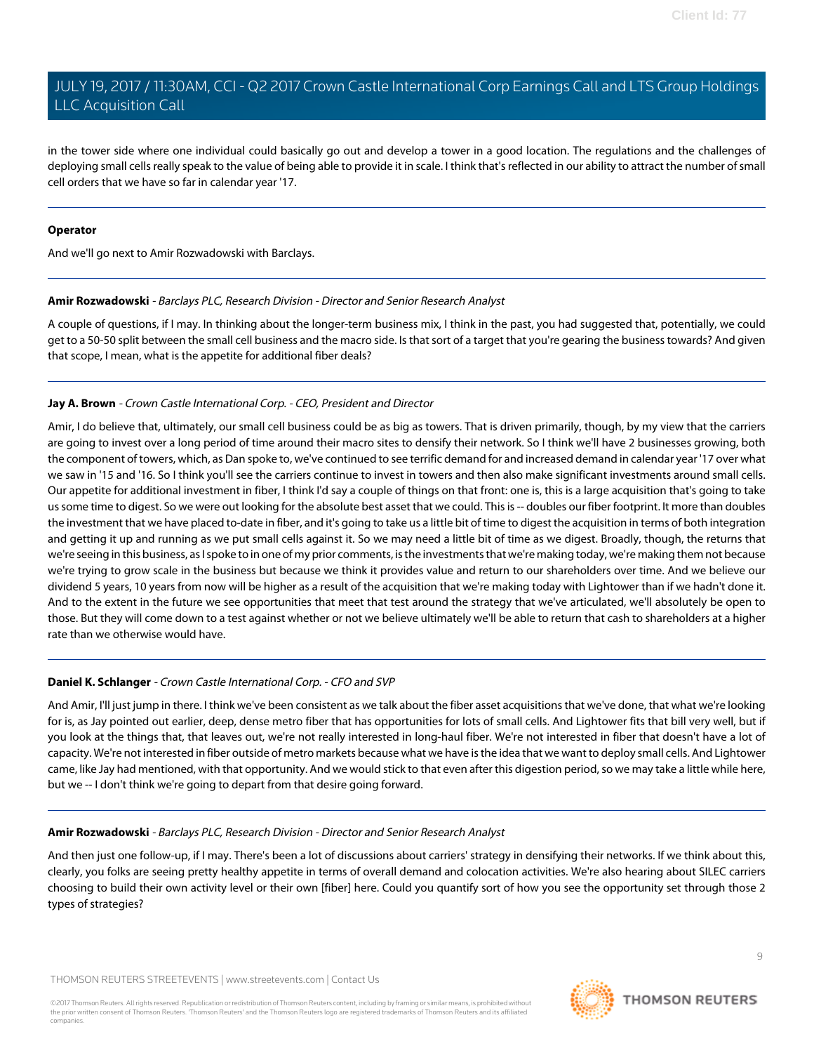in the tower side where one individual could basically go out and develop a tower in a good location. The regulations and the challenges of deploying small cells really speak to the value of being able to provide it in scale. I think that's reflected in our ability to attract the number of small cell orders that we have so far in calendar year '17.

---

**Operator**

And we'll go next to Amir Rozwadowski with Barclays.

---

**Amir Rozwadowski** - *Barclays PLC, Research Division - Director and Senior Research Analyst*

A couple of questions, if I may. In thinking about the longer-term business mix, I think in the past, you had suggested that, potentially, we could get to a 50-50 split between the small cell business and the macro side. Is that sort of a target that you're gearing the business towards? And given that scope, I mean, what is the appetite for additional fiber deals?

---

**Jay A. Brown** - *Crown Castle International Corp. - CEO, President and Director*

Amir, I do believe that, ultimately, our small cell business could be as big as towers. That is driven primarily, though, by my view that the carriers are going to invest over a long period of time around their macro sites to densify their network. So I think we'll have 2 businesses growing, both the component of towers, which, as Dan spoke to, we've continued to see terrific demand for and increased demand in calendar year '17 over what we saw in '15 and '16. So I think you'll see the carriers continue to invest in towers and then also make significant investments around small cells. Our appetite for additional investment in fiber, I think I'd say a couple of things on that front: one is, this is a large acquisition that's going to take us some time to digest. So we were out looking for the absolute best asset that we could. This is -- doubles our fiber footprint. It more than doubles the investment that we have placed to-date in fiber, and it's going to take us a little bit of time to digest the acquisition in terms of both integration and getting it up and running as we put small cells against it. So we may need a little bit of time as we digest. Broadly, though, the returns that we're seeing in this business, as I spoke to in one of my prior comments, is the investments that we're making today, we're making them not because we're trying to grow scale in the business but because we think it provides value and return to our shareholders over time. And we believe our dividend 5 years, 10 years from now will be higher as a result of the acquisition that we're making today with Lightower than if we hadn't done it. And to the extent in the future we see opportunities that meet that test around the strategy that we've articulated, we'll absolutely be open to those. But they will come down to a test against whether or not we believe ultimately we'll be able to return that cash to shareholders at a higher rate than we otherwise would have.

---

**Daniel K. Schlanger** - *Crown Castle International Corp. - CFO and SVP*

And Amir, I'll just jump in there. I think we've been consistent as we talk about the fiber asset acquisitions that we've done, that what we're looking for is, as Jay pointed out earlier, deep, dense metro fiber that has opportunities for lots of small cells. And Lightower fits that bill very well, but if you look at the things that, that leaves out, we're not really interested in long-haul fiber. We're not interested in fiber that doesn't have a lot of capacity. We're not interested in fiber outside of metro markets because what we have is the idea that we want to deploy small cells. And Lightower came, like Jay had mentioned, with that opportunity. And we would stick to that even after this digestion period, so we may take a little while here, but we -- I don't think we're going to depart from that desire going forward.

---

**Amir Rozwadowski** - *Barclays PLC, Research Division - Director and Senior Research Analyst*

And then just one follow-up, if I may. There's been a lot of discussions about carriers' strategy in densifying their networks. If we think about this, clearly, you folks are seeing pretty healthy appetite in terms of overall demand and colocation activities. We're also hearing about SILEC carriers choosing to build their own activity level or their own [fiber] here. Could you quantify sort of how you see the opportunity set through those 2 types of strategies?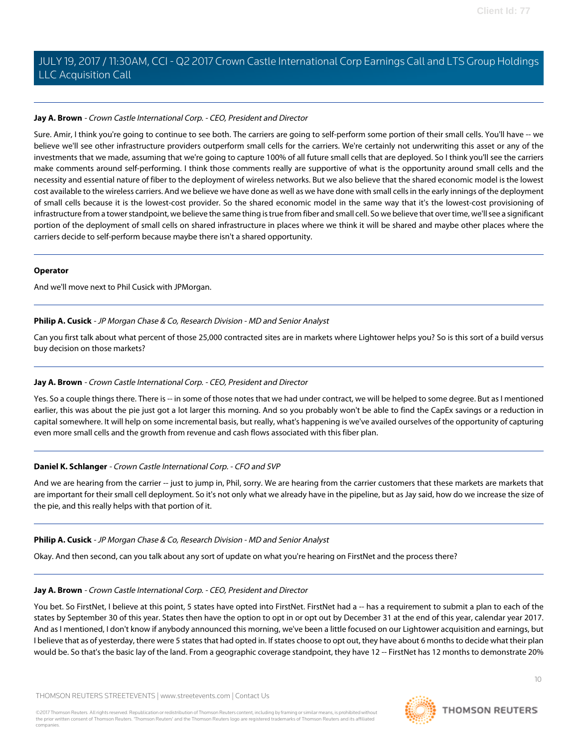**Jay A. Brown** - *Crown Castle International Corp. - CEO, President and Director*

Sure. Amir, I think you're going to continue to see both. The carriers are going to self-perform some portion of their small cells. You'll have -- we believe we'll see other infrastructure providers outperform small cells for the carriers. We're certainly not underwriting this asset or any of the investments that we made, assuming that we're going to capture 100% of all future small cells that are deployed. So I think you'll see the carriers make comments around self-performing. I think those comments really are supportive of what is the opportunity around small cells and the necessity and essential nature of fiber to the deployment of wireless networks. But we also believe that the shared economic model is the lowest cost available to the wireless carriers. And we believe we have done as well as we have done with small cells in the early innings of the deployment of small cells because it is the lowest-cost provider. So the shared economic model in the same way that it's the lowest-cost provisioning of infrastructure from a tower standpoint, we believe the same thing is true from fiber and small cell. So we believe that over time, we'll see a significant portion of the deployment of small cells on shared infrastructure in places where we think it will be shared and maybe other places where the carriers decide to self-perform because maybe there isn't a shared opportunity.

**Operator**

And we'll move next to Phil Cusick with JPMorgan.

**Philip A. Cusick** - *JP Morgan Chase & Co, Research Division - MD and Senior Analyst*

Can you first talk about what percent of those 25,000 contracted sites are in markets where Lightower helps you? So is this sort of a build versus buy decision on those markets?

**Jay A. Brown** - *Crown Castle International Corp. - CEO, President and Director*

Yes. So a couple things there. There is -- in some of those notes that we had under contract, we will be helped to some degree. But as I mentioned earlier, this was about the pie just got a lot larger this morning. And so you probably won't be able to find the CapEx savings or a reduction in capital somewhere. It will help on some incremental basis, but really, what's happening is we've availed ourselves of the opportunity of capturing even more small cells and the growth from revenue and cash flows associated with this fiber plan.

**Daniel K. Schlanger** - *Crown Castle International Corp. - CFO and SVP*

And we are hearing from the carrier -- just to jump in, Phil, sorry. We are hearing from the carrier customers that these markets are markets that are important for their small cell deployment. So it's not only what we already have in the pipeline, but as Jay said, how do we increase the size of the pie, and this really helps with that portion of it.

**Philip A. Cusick** - *JP Morgan Chase & Co, Research Division - MD and Senior Analyst*

Okay. And then second, can you talk about any sort of update on what you're hearing on FirstNet and the process there?

**Jay A. Brown** - *Crown Castle International Corp. - CEO, President and Director*

You bet. So FirstNet, I believe at this point, 5 states have opted into FirstNet. FirstNet had a -- has a requirement to submit a plan to each of the states by September 30 of this year. States then have the option to opt in or opt out by December 31 at the end of this year, calendar year 2017. And as I mentioned, I don't know if anybody announced this morning, we've been a little focused on our Lightower acquisition and earnings, but I believe that as of yesterday, there were 5 states that had opted in. If states choose to opt out, they have about 6 months to decide what their plan would be. So that's the basic lay of the land. From a geographic coverage standpoint, they have 12 -- FirstNet has 12 months to demonstrate 20%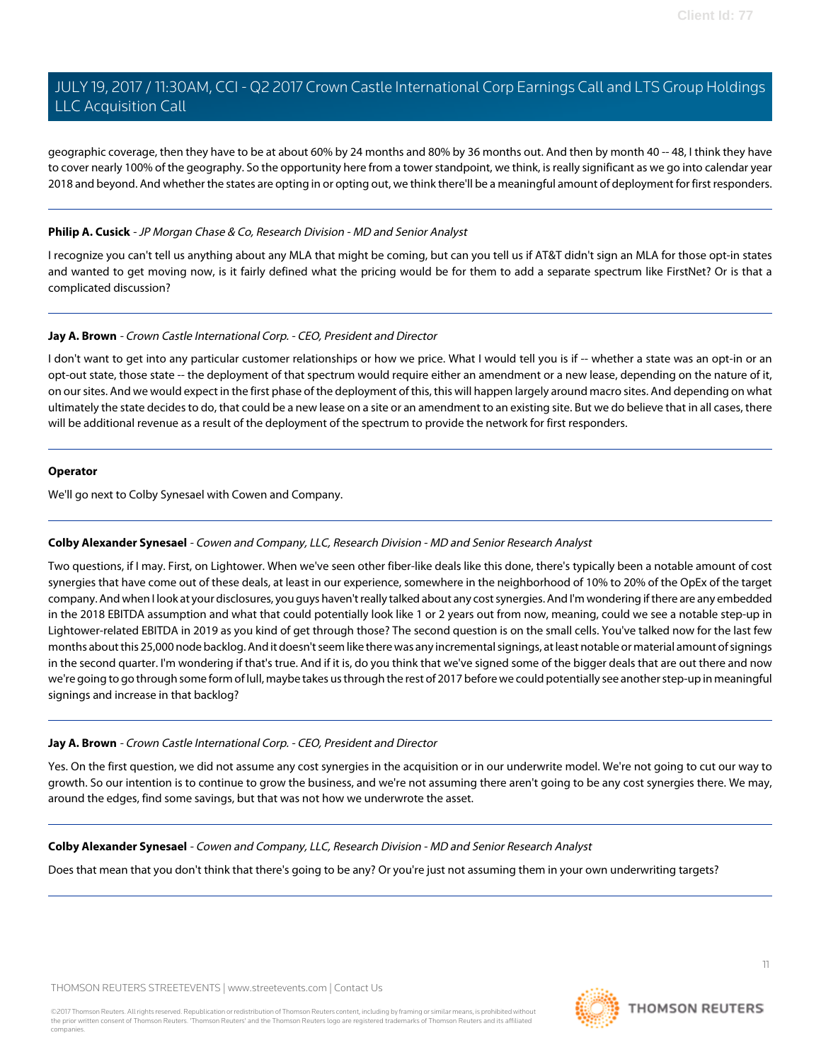geographic coverage, then they have to be at about 60% by 24 months and 80% by 36 months out. And then by month 40 -- 48, I think they have to cover nearly 100% of the geography. So the opportunity here from a tower standpoint, we think, is really significant as we go into calendar year 2018 and beyond. And whether the states are opting in or opting out, we think there'll be a meaningful amount of deployment for first responders.

---

**Philip A. Cusick** - *JP Morgan Chase & Co, Research Division - MD and Senior Analyst*

I recognize you can't tell us anything about any MLA that might be coming, but can you tell us if AT&T didn't sign an MLA for those opt-in states and wanted to get moving now, is it fairly defined what the pricing would be for them to add a separate spectrum like FirstNet? Or is that a complicated discussion?

---

**Jay A. Brown** - *Crown Castle International Corp. - CEO, President and Director*

I don't want to get into any particular customer relationships or how we price. What I would tell you is if -- whether a state was an opt-in or an opt-out state, those state -- the deployment of that spectrum would require either an amendment or a new lease, depending on the nature of it, on our sites. And we would expect in the first phase of the deployment of this, this will happen largely around macro sites. And depending on what ultimately the state decides to do, that could be a new lease on a site or an amendment to an existing site. But we do believe that in all cases, there will be additional revenue as a result of the deployment of the spectrum to provide the network for first responders.

---

**Operator**

We'll go next to Colby Synesael with Cowen and Company.

---

**Colby Alexander Synesael** - *Cowen and Company, LLC, Research Division - MD and Senior Research Analyst*

Two questions, if I may. First, on Lightower. When we've seen other fiber-like deals like this done, there's typically been a notable amount of cost synergies that have come out of these deals, at least in our experience, somewhere in the neighborhood of 10% to 20% of the OpEx of the target company. And when I look at your disclosures, you guys haven't really talked about any cost synergies. And I'm wondering if there are any embedded in the 2018 EBITDA assumption and what that could potentially look like 1 or 2 years out from now, meaning, could we see a notable step-up in Lightower-related EBITDA in 2019 as you kind of get through those? The second question is on the small cells. You've talked now for the last few months about this 25,000 node backlog. And it doesn't seem like there was any incremental signings, at least notable or material amount of signings in the second quarter. I'm wondering if that's true. And if it is, do you think that we've signed some of the bigger deals that are out there and now we're going to go through some form of lull, maybe takes us through the rest of 2017 before we could potentially see another step-up in meaningful signings and increase in that backlog?

---

**Jay A. Brown** - *Crown Castle International Corp. - CEO, President and Director*

Yes. On the first question, we did not assume any cost synergies in the acquisition or in our underwrite model. We're not going to cut our way to growth. So our intention is to continue to grow the business, and we're not assuming there aren't going to be any cost synergies there. We may, around the edges, find some savings, but that was not how we underwrote the asset.

---

**Colby Alexander Synesael** - *Cowen and Company, LLC, Research Division - MD and Senior Research Analyst*

Does that mean that you don't think that there's going to be any? Or you're just not assuming them in your own underwriting targets?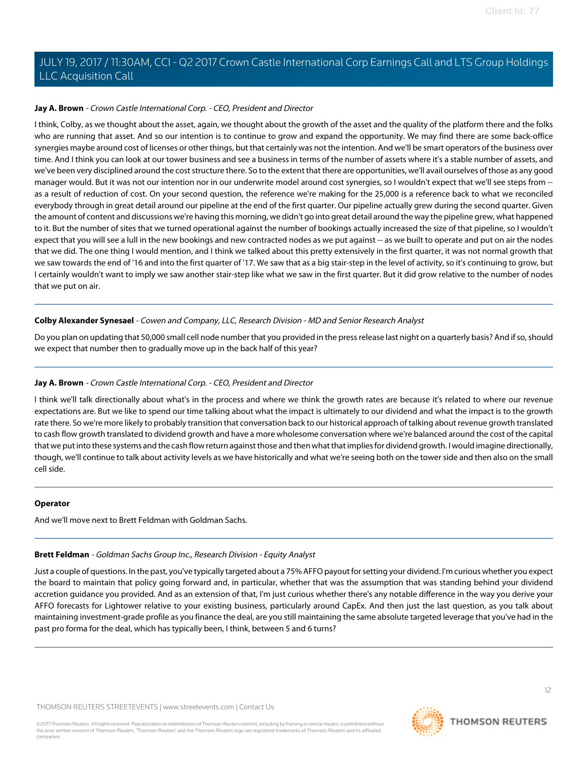**Jay A. Brown** - *Crown Castle International Corp. - CEO, President and Director*

I think, Colby, as we thought about the asset, again, we thought about the growth of the asset and the quality of the platform there and the folks who are running that asset. And so our intention is to continue to grow and expand the opportunity. We may find there are some back-office synergies maybe around cost of licenses or other things, but that certainly was not the intention. And we'll be smart operators of the business over time. And I think you can look at our tower business and see a business in terms of the number of assets where it's a stable number of assets, and we've been very disciplined around the cost structure there. So to the extent that there are opportunities, we'll avail ourselves of those as any good manager would. But it was not our intention nor in our underwrite model around cost synergies, so I wouldn't expect that we'll see steps from -- as a result of reduction of cost. On your second question, the reference we're making for the 25,000 is a reference back to what we reconciled everybody through in great detail around our pipeline at the end of the first quarter. Our pipeline actually grew during the second quarter. Given the amount of content and discussions we're having this morning, we didn't go into great detail around the way the pipeline grew, what happened to it. But the number of sites that we turned operational against the number of bookings actually increased the size of that pipeline, so I wouldn't expect that you will see a lull in the new bookings and new contracted nodes as we put against -- as we built to operate and put on air the nodes that we did. The one thing I would mention, and I think we talked about this pretty extensively in the first quarter, it was not normal growth that we saw towards the end of '16 and into the first quarter of '17. We saw that as a big stair-step in the level of activity, so it's continuing to grow, but I certainly wouldn't want to imply we saw another stair-step like what we saw in the first quarter. But it did grow relative to the number of nodes that we put on air.

---

**Colby Alexander Synesael** - *Cowen and Company, LLC, Research Division - MD and Senior Research Analyst*

Do you plan on updating that 50,000 small cell node number that you provided in the press release last night on a quarterly basis? And if so, should we expect that number then to gradually move up in the back half of this year?

---

**Jay A. Brown** - *Crown Castle International Corp. - CEO, President and Director*

I think we'll talk directionally about what's in the process and where we think the growth rates are because it's related to where our revenue expectations are. But we like to spend our time talking about what the impact is ultimately to our dividend and what the impact is to the growth rate there. So we're more likely to probably transition that conversation back to our historical approach of talking about revenue growth translated to cash flow growth translated to dividend growth and have a more wholesome conversation where we're balanced around the cost of the capital that we put into these systems and the cash flow return against those and then what that implies for dividend growth. I would imagine directionally, though, we'll continue to talk about activity levels as we have historically and what we're seeing both on the tower side and then also on the small cell side.

---

**Operator**

And we'll move next to Brett Feldman with Goldman Sachs.

---

**Brett Feldman** - *Goldman Sachs Group Inc., Research Division - Equity Analyst*

Just a couple of questions. In the past, you've typically targeted about a 75% AFFO payout for setting your dividend. I'm curious whether you expect the board to maintain that policy going forward and, in particular, whether that was the assumption that was standing behind your dividend accretion guidance you provided. And as an extension of that, I'm just curious whether there's any notable difference in the way you derive your AFFO forecasts for Lightower relative to your existing business, particularly around CapEx. And then just the last question, as you talk about maintaining investment-grade profile as you finance the deal, are you still maintaining the same absolute targeted leverage that you've had in the past pro forma for the deal, which has typically been, I think, between 5 and 6 turns?

---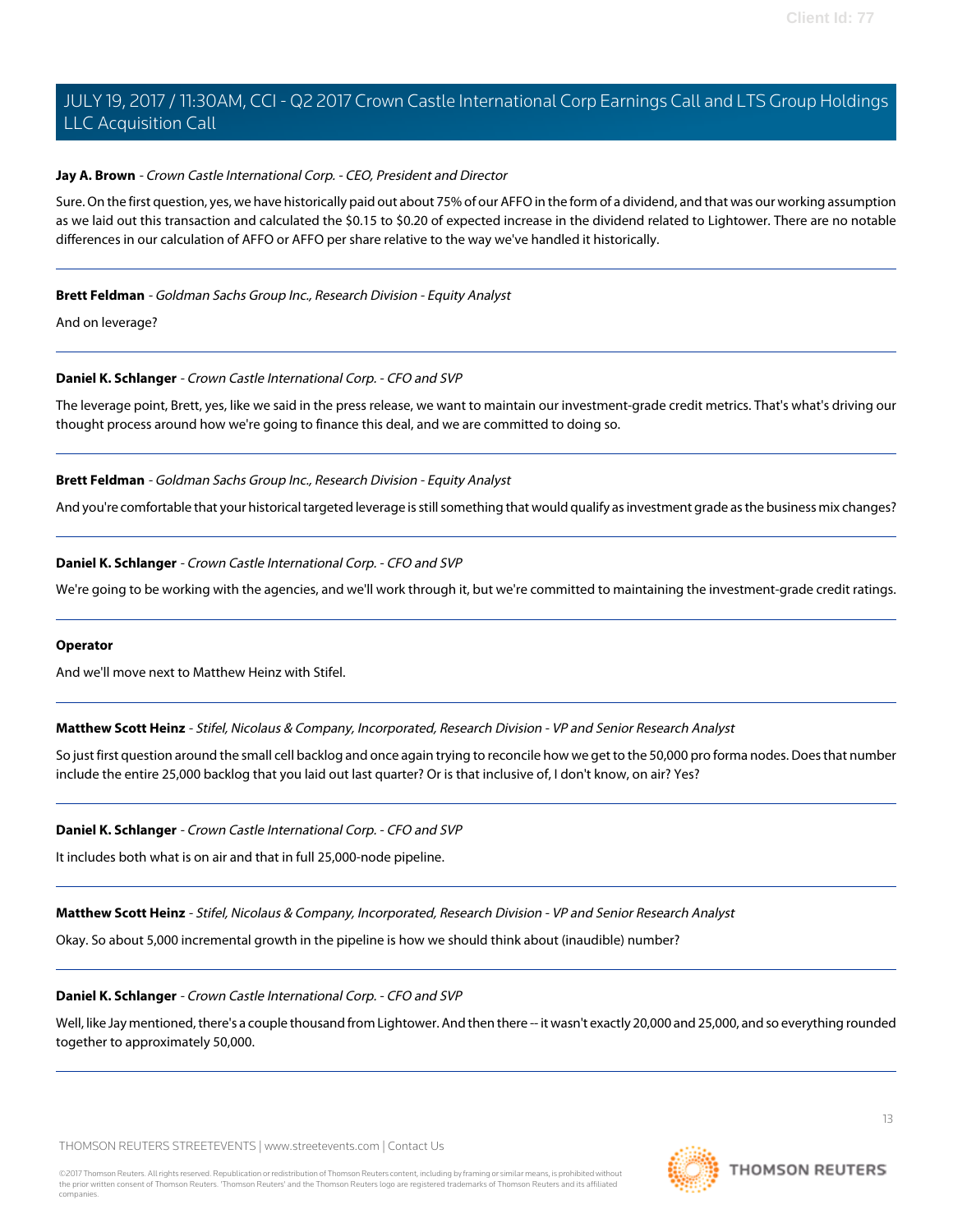**Jay A. Brown** - *Crown Castle International Corp. - CEO, President and Director*

Sure. On the first question, yes, we have historically paid out about 75% of our AFFO in the form of a dividend, and that was our working assumption as we laid out this transaction and calculated the $0.15 to $0.20 of expected increase in the dividend related to Lightower. There are no notable differences in our calculation of AFFO or AFFO per share relative to the way we've handled it historically.

---

**Brett Feldman** - *Goldman Sachs Group Inc., Research Division - Equity Analyst*

And on leverage?

---

**Daniel K. Schlanger** - *Crown Castle International Corp. - CFO and SVP*

The leverage point, Brett, yes, like we said in the press release, we want to maintain our investment-grade credit metrics. That's what's driving our thought process around how we're going to finance this deal, and we are committed to doing so.

---

**Brett Feldman** - *Goldman Sachs Group Inc., Research Division - Equity Analyst*

And you're comfortable that your historical targeted leverage is still something that would qualify as investment grade as the business mix changes?

---

**Daniel K. Schlanger** - *Crown Castle International Corp. - CFO and SVP*

We're going to be working with the agencies, and we'll work through it, but we're committed to maintaining the investment-grade credit ratings.

---

**Operator**

And we'll move next to Matthew Heinz with Stifel.

---

**Matthew Scott Heinz** - *Stifel, Nicolaus & Company, Incorporated, Research Division - VP and Senior Research Analyst*

So just first question around the small cell backlog and once again trying to reconcile how we get to the 50,000 pro forma nodes. Does that number include the entire 25,000 backlog that you laid out last quarter? Or is that inclusive of, I don't know, on air? Yes?

---

**Daniel K. Schlanger** - *Crown Castle International Corp. - CFO and SVP*

It includes both what is on air and that in full 25,000-node pipeline.

---

**Matthew Scott Heinz** - *Stifel, Nicolaus & Company, Incorporated, Research Division - VP and Senior Research Analyst*

Okay. So about 5,000 incremental growth in the pipeline is how we should think about (inaudible) number?

---

**Daniel K. Schlanger** - *Crown Castle International Corp. - CFO and SVP*

Well, like Jay mentioned, there's a couple thousand from Lightower. And then there -- it wasn't exactly 20,000 and 25,000, and so everything rounded together to approximately 50,000.

---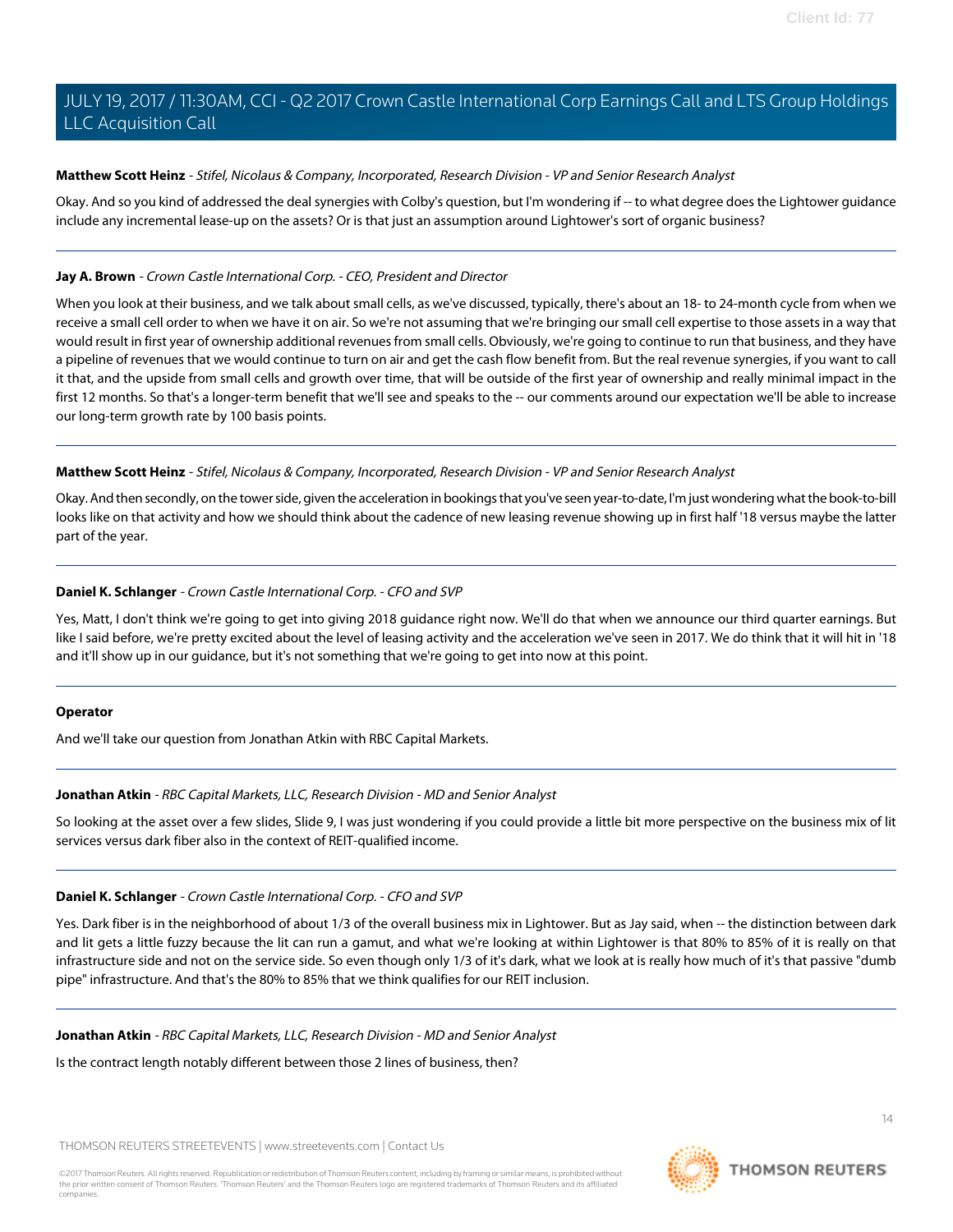**Matthew Scott Heinz** - *Stifel, Nicolaus & Company, Incorporated, Research Division - VP and Senior Research Analyst*

Okay. And so you kind of addressed the deal synergies with Colby's question, but I'm wondering if -- to what degree does the Lightower guidance include any incremental lease-up on the assets? Or is that just an assumption around Lightower's sort of organic business?

---

**Jay A. Brown** - *Crown Castle International Corp. - CEO, President and Director*

When you look at their business, and we talk about small cells, as we've discussed, typically, there's about an 18- to 24-month cycle from when we receive a small cell order to when we have it on air. So we're not assuming that we're bringing our small cell expertise to those assets in a way that would result in first year of ownership additional revenues from small cells. Obviously, we're going to continue to run that business, and they have a pipeline of revenues that we would continue to turn on air and get the cash flow benefit from. But the real revenue synergies, if you want to call it that, and the upside from small cells and growth over time, that will be outside of the first year of ownership and really minimal impact in the first 12 months. So that's a longer-term benefit that we'll see and speaks to the -- our comments around our expectation we'll be able to increase our long-term growth rate by 100 basis points.

---

**Matthew Scott Heinz** - *Stifel, Nicolaus & Company, Incorporated, Research Division - VP and Senior Research Analyst*

Okay. And then secondly, on the tower side, given the acceleration in bookings that you've seen year-to-date, I'm just wondering what the book-to-bill looks like on that activity and how we should think about the cadence of new leasing revenue showing up in first half '18 versus maybe the latter part of the year.

---

**Daniel K. Schlanger** - *Crown Castle International Corp. - CFO and SVP*

Yes, Matt, I don't think we're going to get into giving 2018 guidance right now. We'll do that when we announce our third quarter earnings. But like I said before, we're pretty excited about the level of leasing activity and the acceleration we've seen in 2017. We do think that it will hit in '18 and it'll show up in our guidance, but it's not something that we're going to get into now at this point.

---

**Operator**

And we'll take our question from Jonathan Atkin with RBC Capital Markets.

---

**Jonathan Atkin** - *RBC Capital Markets, LLC, Research Division - MD and Senior Analyst*

So looking at the asset over a few slides, Slide 9, I was just wondering if you could provide a little bit more perspective on the business mix of lit services versus dark fiber also in the context of REIT-qualified income.

---

**Daniel K. Schlanger** - *Crown Castle International Corp. - CFO and SVP*

Yes. Dark fiber is in the neighborhood of about 1/3 of the overall business mix in Lightower. But as Jay said, when -- the distinction between dark and lit gets a little fuzzy because the lit can run a gamut, and what we're looking at within Lightower is that 80% to 85% of it is really on that infrastructure side and not on the service side. So even though only 1/3 of it's dark, what we look at is really how much of it's that passive "dumb pipe" infrastructure. And that's the 80% to 85% that we think qualifies for our REIT inclusion.

---

**Jonathan Atkin** - *RBC Capital Markets, LLC, Research Division - MD and Senior Analyst*

Is the contract length notably different between those 2 lines of business, then?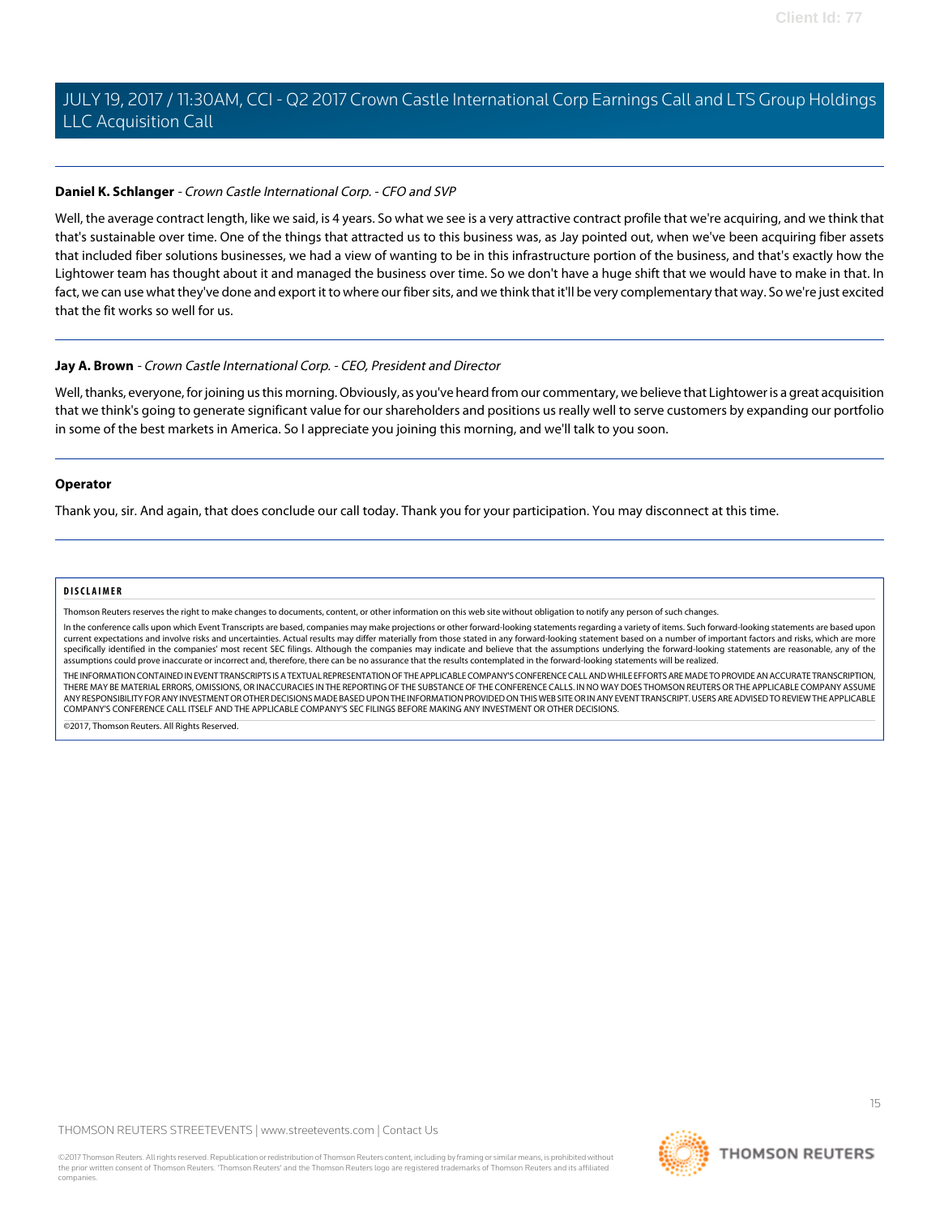**Daniel K. Schlanger** - *Crown Castle International Corp. - CFO and SVP*

Well, the average contract length, like we said, is 4 years. So what we see is a very attractive contract profile that we're acquiring, and we think that that's sustainable over time. One of the things that attracted us to this business was, as Jay pointed out, when we've been acquiring fiber assets that included fiber solutions businesses, we had a view of wanting to be in this infrastructure portion of the business, and that's exactly how the Lightower team has thought about it and managed the business over time. So we don't have a huge shift that we would have to make in that. In fact, we can use what they've done and export it to where our fiber sits, and we think that it'll be very complementary that way. So we're just excited that the fit works so well for us.

---

**Jay A. Brown** - *Crown Castle International Corp. - CEO, President and Director*

Well, thanks, everyone, for joining us this morning. Obviously, as you've heard from our commentary, we believe that Lightower is a great acquisition that we think's going to generate significant value for our shareholders and positions us really well to serve customers by expanding our portfolio in some of the best markets in America. So I appreciate you joining this morning, and we'll talk to you soon.

---

**Operator**

Thank you, sir. And again, that does conclude our call today. Thank you for your participation. You may disconnect at this time.

---

**DISCLAIMER**

Thomson Reuters reserves the right to make changes to documents, content, or other information on this web site without obligation to notify any person of such changes.

In the conference calls upon which Event Transcripts are based, companies may make projections or other forward-looking statements regarding a variety of items. Such forward-looking statements are based upon current expectations and involve risks and uncertainties. Actual results may differ materially from those stated in any forward-looking statement based on a number of important factors and risks, which are more specifically identified in the companies' most recent SEC filings. Although the companies may indicate and believe that the assumptions underlying the forward-looking statements are reasonable, any of the assumptions could prove inaccurate or incorrect and, therefore, there can be no assurance that the results contemplated in the forward-looking statements will be realized.

THE INFORMATION CONTAINED IN EVENT TRANSCRIPTS IS A TEXTUAL REPRESENTATION OF THE APPLICABLE COMPANY'S CONFERENCE CALL AND WHILE EFFORTS ARE MADE TO PROVIDE AN ACCURATE TRANSCRIPTION, THERE MAY BE MATERIAL ERRORS, OMISSIONS, OR INACCURACIES IN THE REPORTING OF THE SUBSTANCE OF THE CONFERENCE CALLS. IN NO WAY DOES THOMSON REUTERS OR THE APPLICABLE COMPANY ASSUME ANY RESPONSIBILITY FOR ANY INVESTMENT OR OTHER DECISIONS MADE BASED UPON THE INFORMATION PROVIDED ON THIS WEB SITE OR IN ANY EVENT TRANSCRIPT. USERS ARE ADVISED TO REVIEW THE APPLICABLE COMPANY'S CONFERENCE CALL ITSELF AND THE APPLICABLE COMPANY'S SEC FILINGS BEFORE MAKING ANY INVESTMENT OR OTHER DECISIONS.

©2017, Thomson Reuters. All Rights Reserved.